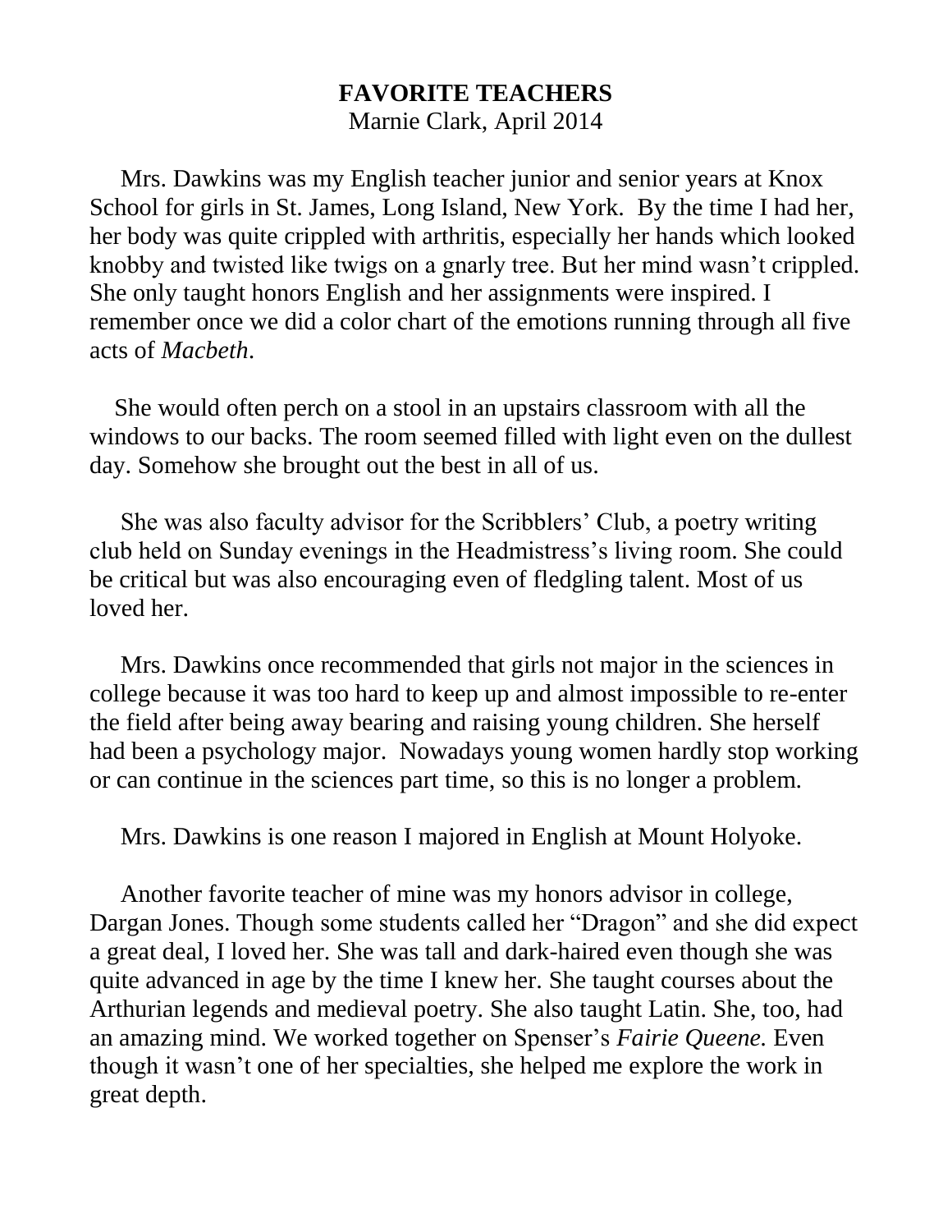# FAVORITE TEACHERS

Marnie Clark, April 2014

Mrs. Dawkins was my English teacher junior and senior years at Knox School for girls in St. James, Long Island, New York. By the time I had her, her body was quite crippled with arthritis, especially her hands which looked knobby and twisted like twigs on a gnarly tree. But her mind wasn't crippled. She only taught honors English and her assignments were inspired. I remember once we did a color chart of the emotions running through all five acts of *Macbeth*.

She would often perch on a stool in an upstairs classroom with all the windows to our backs. The room seemed filled with light even on the dullest day. Somehow she brought out the best in all of us.

She was also faculty advisor for the Scribblers' Club, a poetry writing club held on Sunday evenings in the Headmistress's living room. She could be critical but was also encouraging even of fledgling talent. Most of us loved her.

Mrs. Dawkins once recommended that girls not major in the sciences in college because it was too hard to keep up and almost impossible to re-enter the field after being away bearing and raising young children. She herself had been a psychology major. Nowadays young women hardly stop working or can continue in the sciences part time, so this is no longer a problem.

Mrs. Dawkins is one reason I majored in English at Mount Holyoke.

Another favorite teacher of mine was my honors advisor in college, Dargan Jones. Though some students called her "Dragon" and she did expect a great deal, I loved her. She was tall and dark-haired even though she was quite advanced in age by the time I knew her. She taught courses about the Arthurian legends and medieval poetry. She also taught Latin. She, too, had an amazing mind. We worked together on Spenser's *Fairie Queene.* Even though it wasn't one of her specialties, she helped me explore the work in great depth.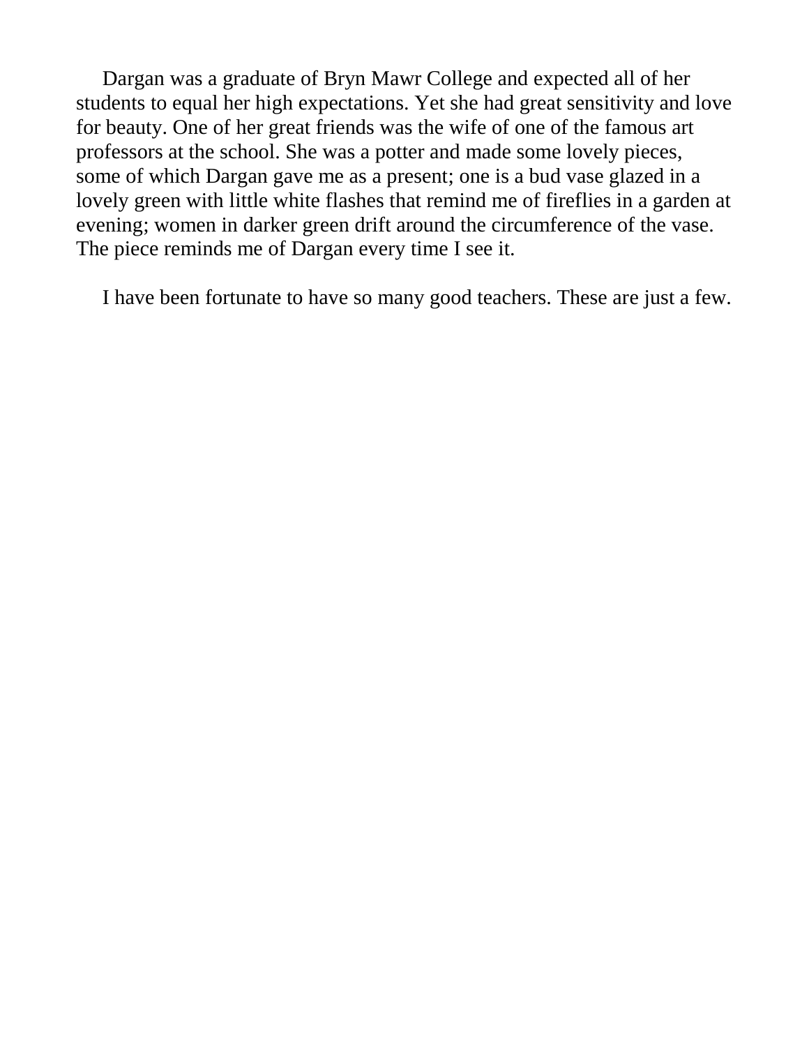Dargan was a graduate of Bryn Mawr College and expected all of her students to equal her high expectations. Yet she had great sensitivity and love for beauty. One of her great friends was the wife of one of the famous art professors at the school. She was a potter and made some lovely pieces, some of which Dargan gave me as a present; one is a bud vase glazed in a lovely green with little white flashes that remind me of fireflies in a garden at evening; women in darker green drift around the circumference of the vase. The piece reminds me of Dargan every time I see it.

I have been fortunate to have so many good teachers. These are just a few.